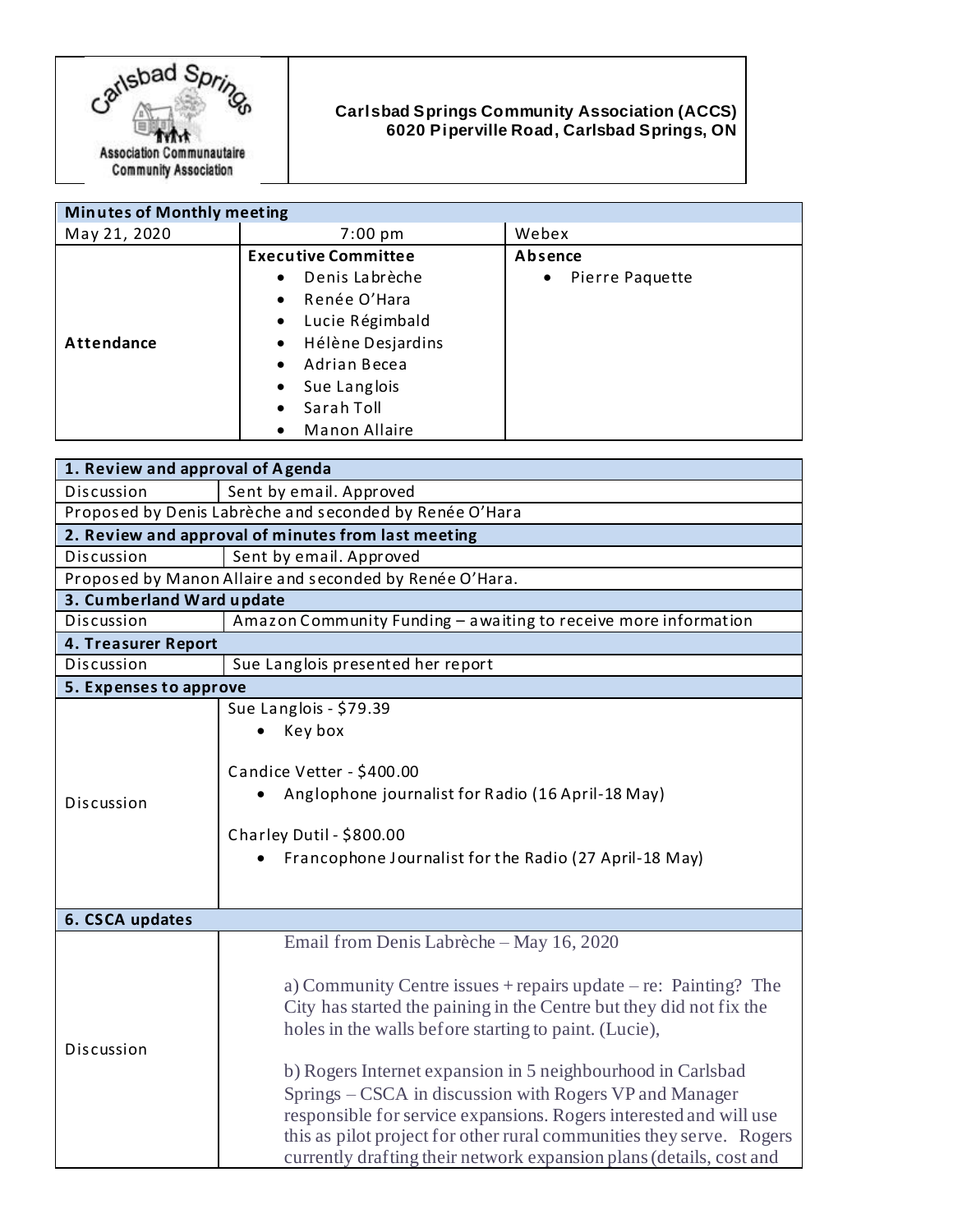| Carlsbad Springs Association Communautaire Community Association | **Carlsbad Springs Community Association (ACCS)**<br>**6020 Piperville Road, Carlsbad Springs, ON** |
|---|---|

| **Minutes of Monthly meeting** | | |
|---|---|---|
| May 21, 2020 | 7:00 pm | Webex |
| **Attendance** | **Executive Committee**<br>• Denis Labrèche<br>• Renée O'Hara<br>• Lucie Régimbald<br>• Hélène Desjardins<br>• Adrian Becea<br>• Sue Langlois<br>• Sarah Toll<br>• Manon Allaire | **Absence**<br>• Pierre Paquette |

| **1. Review and approval of Agenda** | |
|---|---|
| Discussion | Sent by email. Approved |
| Proposed by Denis Labrèche and seconded by Renée O'Hara | |
| **2. Review and approval of minutes from last meeting** | |
| Discussion | Sent by email. Approved |
| Proposed by Manon Allaire and seconded by Renée O'Hara. | |
| **3. Cumberland Ward update** | |
| Discussion | Amazon Community Funding – awaiting to receive more information |
| **4. Treasurer Report** | |
| Discussion | Sue Langlois presented her report |
| **5. Expenses to approve** | |
| Discussion | Sue Langlois - $79.39<br>• Key box<br><br>Candice Vetter - $400.00<br>• Anglophone journalist for Radio (16 April-18 May)<br><br>Charley Dutil - $800.00<br>• Francophone Journalist for the Radio (27 April-18 May) |
| **6. CSCA updates** | |
| Discussion | Email from Denis Labrèche – May 16, 2020<br><br>a) Community Centre issues + repairs update – re: Painting? The City has started the paining in the Centre but they did not fix the holes in the walls before starting to paint. (Lucie),<br><br>b) Rogers Internet expansion in 5 neighbourhood in Carlsbad Springs – CSCA in discussion with Rogers VP and Manager responsible for service expansions. Rogers interested and will use this as pilot project for other rural communities they serve. Rogers currently drafting their network expansion plans (details, cost and |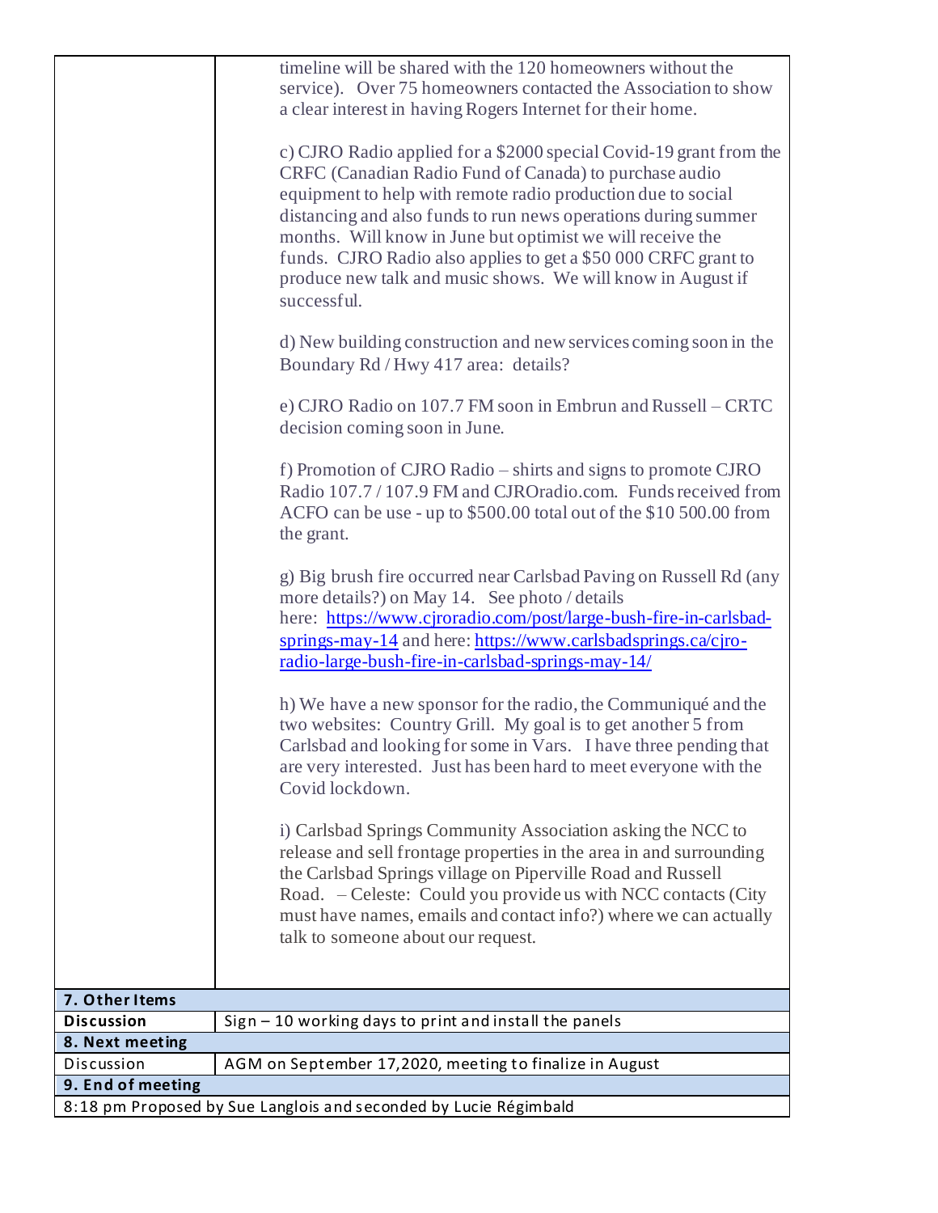| | |
|---|---|
| | timeline will be shared with the 120 homeowners without the service). Over 75 homeowners contacted the Association to show a clear interest in having Rogers Internet for their home.<br><br>c) CJRO Radio applied for a $2000 special Covid-19 grant from the CRFC (Canadian Radio Fund of Canada) to purchase audio equipment to help with remote radio production due to social distancing and also funds to run news operations during summer months. Will know in June but optimist we will receive the funds. CJRO Radio also applies to get a $50 000 CRFC grant to produce new talk and music shows. We will know in August if successful.<br><br>d) New building construction and new services coming soon in the Boundary Rd / Hwy 417 area: details?<br><br>e) CJRO Radio on 107.7 FM soon in Embrun and Russell – CRTC decision coming soon in June.<br><br>f) Promotion of CJRO Radio – shirts and signs to promote CJRO Radio 107.7 / 107.9 FM and CJROradio.com. Funds received from ACFO can be use - up to $500.00 total out of the $10 500.00 from the grant.<br><br>g) Big brush fire occurred near Carlsbad Paving on Russell Rd (any more details?) on May 14. See photo / details here: [https://www.cjroradio.com/post/large-bush-fire-in-carlsbad-springs-may-14](https://www.cjroradio.com/post/large-bush-fire-in-carlsbad-springs-may-14) and here: [https://www.carlsbadsprings.ca/cjro-radio-large-bush-fire-in-carlsbad-springs-may-14/](https://www.carlsbadsprings.ca/cjro-radio-large-bush-fire-in-carlsbad-springs-may-14/)<br><br>h) We have a new sponsor for the radio, the Communiqué and the two websites: Country Grill. My goal is to get another 5 from Carlsbad and looking for some in Vars. I have three pending that are very interested. Just has been hard to meet everyone with the Covid lockdown.<br><br>i) Carlsbad Springs Community Association asking the NCC to release and sell frontage properties in the area in and surrounding the Carlsbad Springs village on Piperville Road and Russell Road. – Celeste: Could you provide us with NCC contacts (City must have names, emails and contact info?) where we can actually talk to someone about our request. |
| **7. Other Items** | |
| **Discussion** | Sign – 10 working days to print and install the panels |
| **8. Next meeting** | |
| Discussion | AGM on September 17,2020, meeting to finalize in August |
| **9. End of meeting** | |
| 8:18 pm Proposed by Sue Langlois and seconded by Lucie Régimbald | |